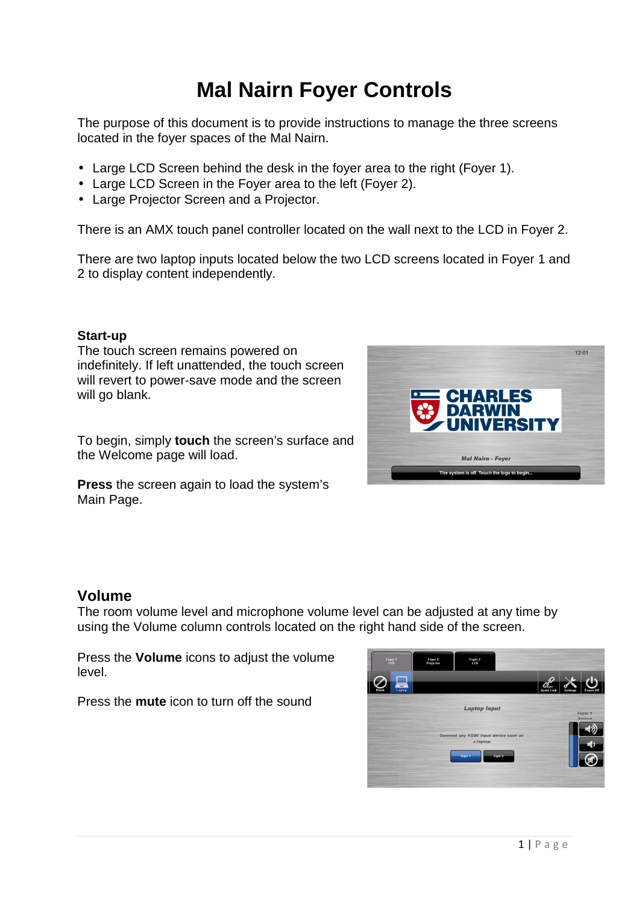# Mal Nairn Foyer Controls

The purpose of this document is to provide instructions to manage the three screens located in the foyer spaces of the Mal Nairn.

- Large LCD Screen behind the desk in the foyer area to the right (Foyer 1).
- Large LCD Screen in the Foyer area to the left (Foyer 2).
- Large Projector Screen and a Projector.

There is an AMX touch panel controller located on the wall next to the LCD in Foyer 2.

There are two laptop inputs located below the two LCD screens located in Foyer 1 and 2 to display content independently.

**Start-up**

The touch screen remains powered on indefinitely. If left unattended, the touch screen will revert to power-save mode and the screen will go blank.

To begin, simply **touch** the screen's surface and the Welcome page will load.

**Press** the screen again to load the system's Main Page.

## Volume

The room volume level and microphone volume level can be adjusted at any time by using the Volume column controls located on the right hand side of the screen.

Press the **Volume** icons to adjust the volume level.

Press the **mute** icon to turn off the sound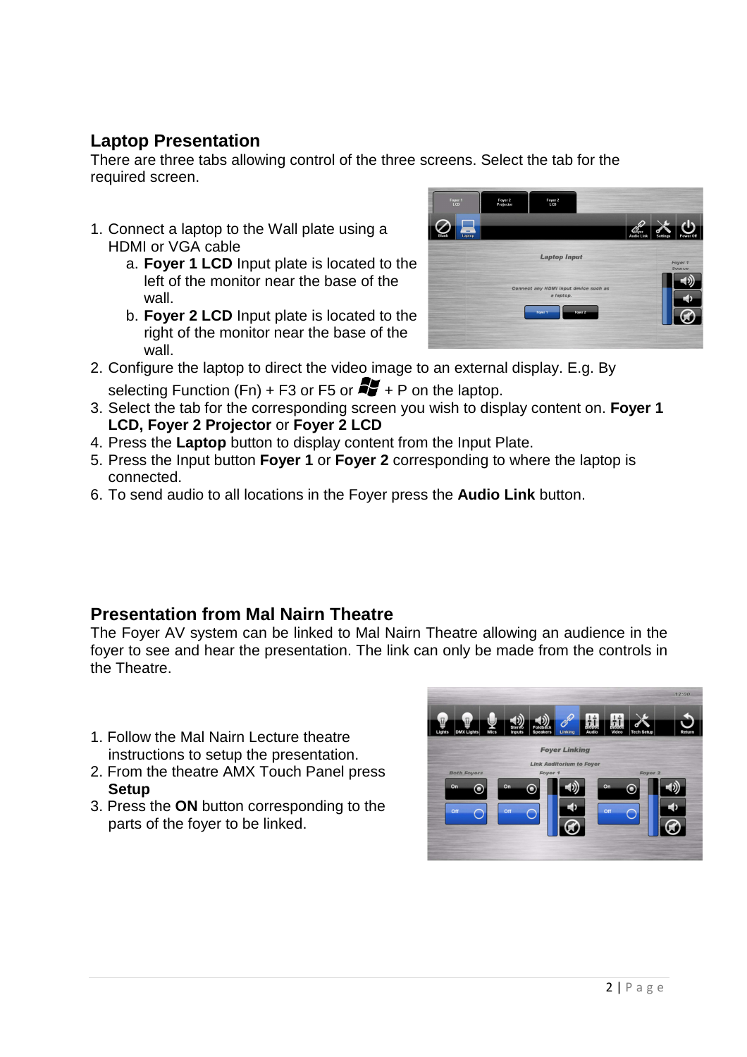## Laptop Presentation

There are three tabs allowing control of the three screens. Select the tab for the required screen.

1. Connect a laptop to the Wall plate using a HDMI or VGA cable
   a. **Foyer 1 LCD** Input plate is located to the left of the monitor near the base of the wall.
   b. **Foyer 2 LCD** Input plate is located to the right of the monitor near the base of the wall.
2. Configure the laptop to direct the video image to an external display. E.g. By selecting Function (Fn) + F3 or F5 or ⊞ + P on the laptop.
3. Select the tab for the corresponding screen you wish to display content on. **Foyer 1 LCD, Foyer 2 Projector** or **Foyer 2 LCD**
4. Press the **Laptop** button to display content from the Input Plate.
5. Press the Input button **Foyer 1** or **Foyer 2** corresponding to where the laptop is connected.
6. To send audio to all locations in the Foyer press the **Audio Link** button.

## Presentation from Mal Nairn Theatre

The Foyer AV system can be linked to Mal Nairn Theatre allowing an audience in the foyer to see and hear the presentation. The link can only be made from the controls in the Theatre.

1. Follow the Mal Nairn Lecture theatre instructions to setup the presentation.
2. From the theatre AMX Touch Panel press **Setup**
3. Press the **ON** button corresponding to the parts of the foyer to be linked.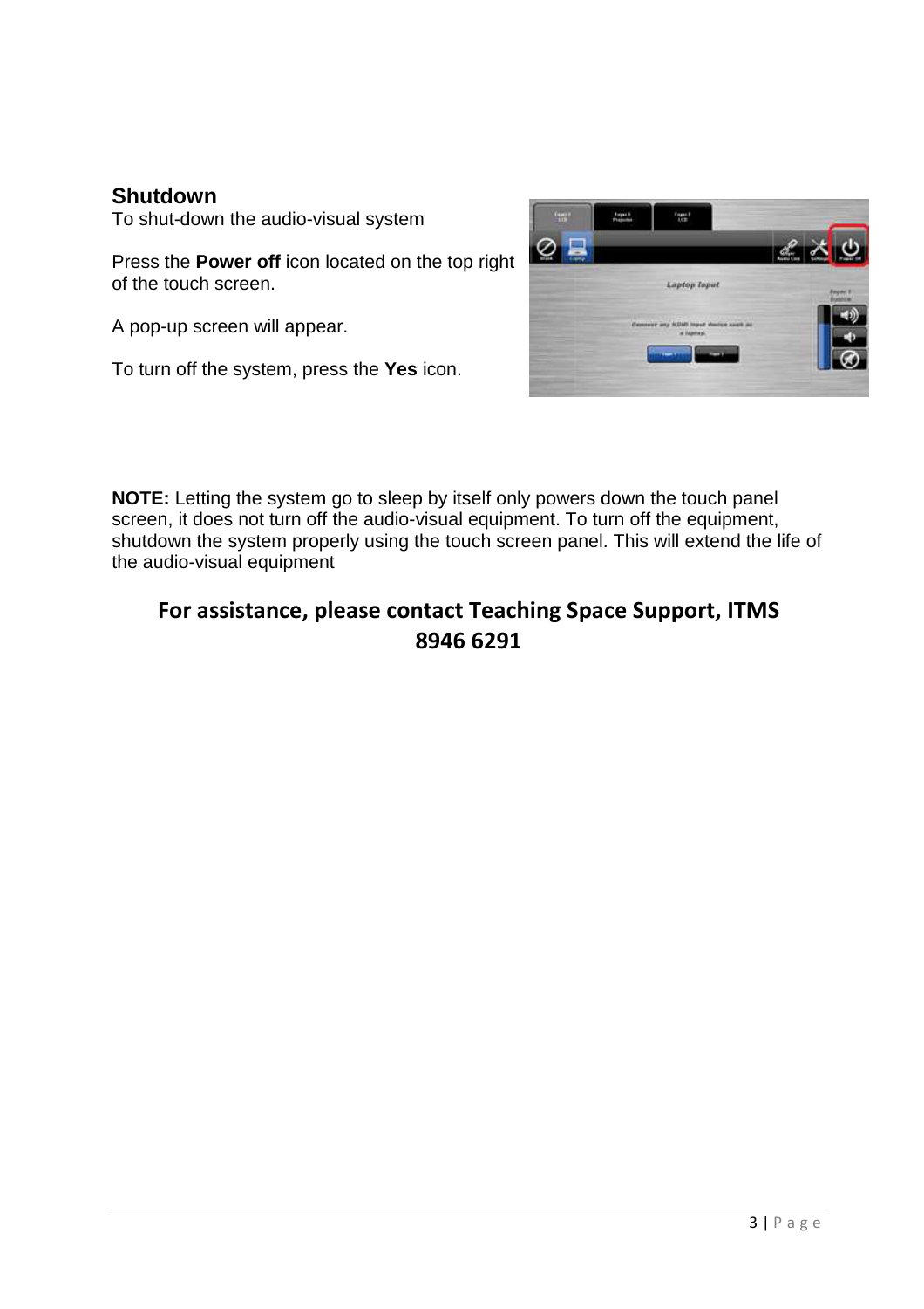## Shutdown

To shut-down the audio-visual system

Press the **Power off** icon located on the top right of the touch screen.

A pop-up screen will appear.

To turn off the system, press the **Yes** icon.

**NOTE:** Letting the system go to sleep by itself only powers down the touch panel screen, it does not turn off the audio-visual equipment. To turn off the equipment, shutdown the system properly using the touch screen panel. This will extend the life of the audio-visual equipment

**For assistance, please contact Teaching Space Support, ITMS 8946 6291**